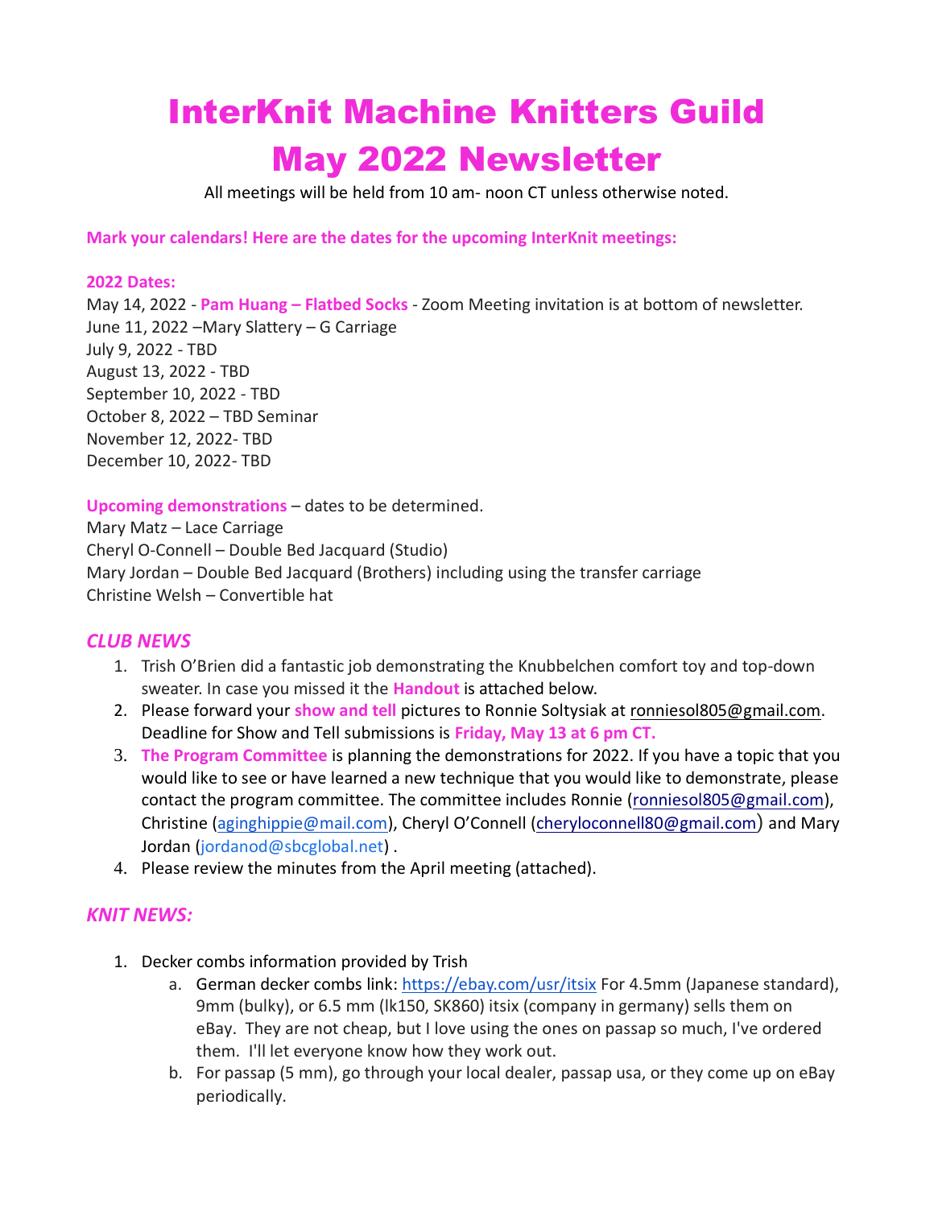# InterKnit Machine Knitters Guild
# May 2022 Newsletter

All meetings will be held from 10 am- noon CT unless otherwise noted.

**Mark your calendars! Here are the dates for the upcoming InterKnit meetings:**

**2022 Dates:**

May 14, 2022 - **Pam Huang – Flatbed Socks** - Zoom Meeting invitation is at bottom of newsletter.
June 11, 2022 –Mary Slattery – G Carriage
July 9, 2022 - TBD
August 13, 2022 - TBD
September 10, 2022 - TBD
October 8, 2022 – TBD Seminar
November 12, 2022- TBD
December 10, 2022- TBD

**Upcoming demonstrations** – dates to be determined.
Mary Matz – Lace Carriage
Cheryl O-Connell – Double Bed Jacquard (Studio)
Mary Jordan – Double Bed Jacquard (Brothers) including using the transfer carriage
Christine Welsh – Convertible hat

## *CLUB NEWS*

1. Trish O'Brien did a fantastic job demonstrating the Knubbelchen comfort toy and top-down sweater. In case you missed it the **Handout** is attached below.
2. Please forward your **show and tell** pictures to Ronnie Soltysiak at ronniesol805@gmail.com. Deadline for Show and Tell submissions is **Friday, May 13 at 6 pm CT.**
3. **The Program Committee** is planning the demonstrations for 2022. If you have a topic that you would like to see or have learned a new technique that you would like to demonstrate, please contact the program committee. The committee includes Ronnie (ronniesol805@gmail.com), Christine (aginghippie@mail.com), Cheryl O'Connell (cheryloconnell80@gmail.com) and Mary Jordan (jordanod@sbcglobal.net) .
4. Please review the minutes from the April meeting (attached).

## *KNIT NEWS:*

1. Decker combs information provided by Trish
   a. German decker combs link: https://ebay.com/usr/itsix For 4.5mm (Japanese standard), 9mm (bulky), or 6.5 mm (lk150, SK860) itsix (company in germany) sells them on eBay. They are not cheap, but I love using the ones on passap so much, I've ordered them. I'll let everyone know how they work out.
   b. For passap (5 mm), go through your local dealer, passap usa, or they come up on eBay periodically.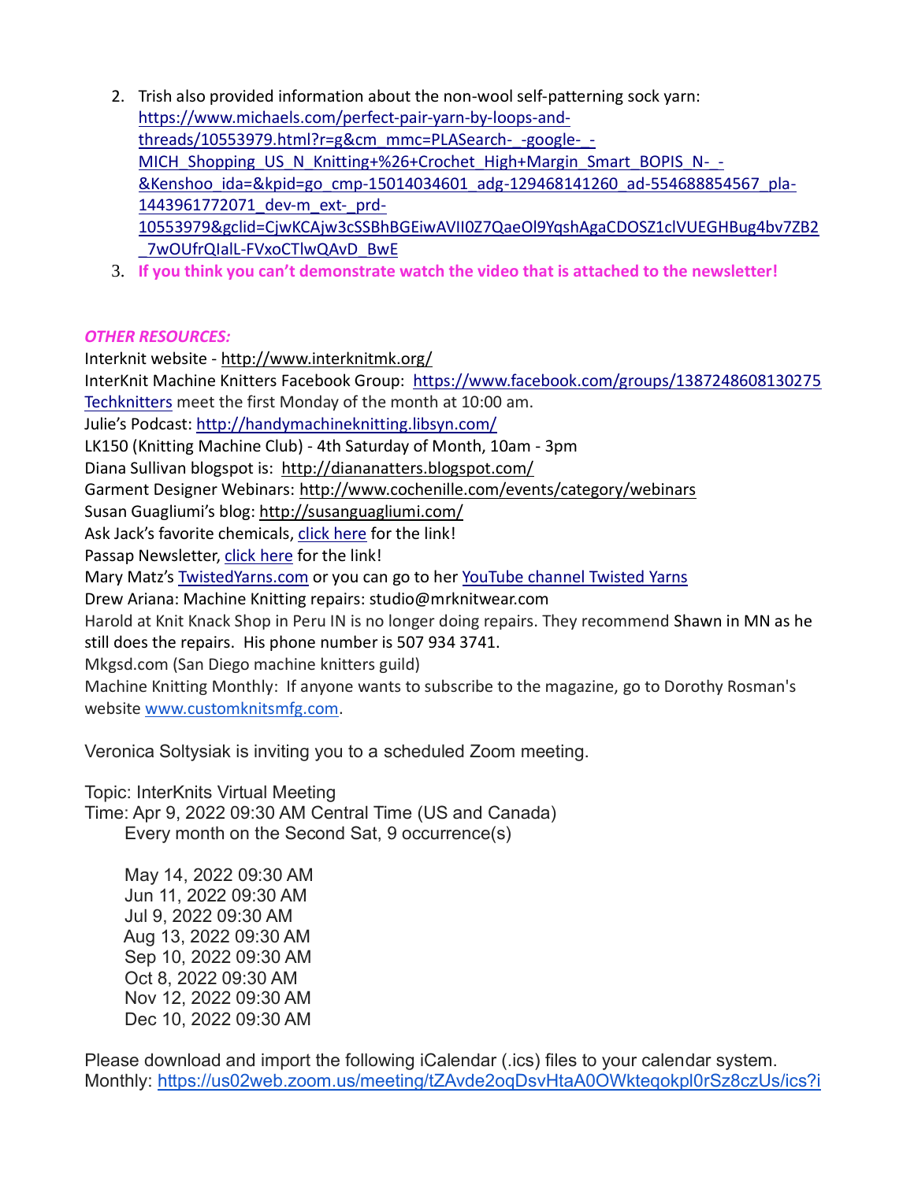2. Trish also provided information about the non-wool self-patterning sock yarn: https://www.michaels.com/perfect-pair-yarn-by-loops-and-threads/10553979.html?r=g&cm_mmc=PLASearch-_-google-_-MICH_Shopping_US_N_Knitting+%26+Crochet_High+Margin_Smart_BOPIS_N-_-&Kenshoo_ida=&kpid=go_cmp-15014034601_adg-129468141260_ad-554688854567_pla-1443961772071_dev-m_ext-_prd-10553979&gclid=CjwKCAjw3cSSBhBGEiwAVII0Z7QaeOl9YqshAgaCDOSZ1clVUEGHBug4bv7ZB2_7wOUfrQIalL-FVxoCTlwQAvD_BwE
3. **If you think you can't demonstrate watch the video that is attached to the newsletter!**

***OTHER RESOURCES:***

Interknit website - http://www.interknitmk.org/

InterKnit Machine Knitters Facebook Group: https://www.facebook.com/groups/1387248608130275

Techknitters meet the first Monday of the month at 10:00 am.

Julie's Podcast: http://handymachineknitting.libsyn.com/

LK150 (Knitting Machine Club) - 4th Saturday of Month, 10am - 3pm

Diana Sullivan blogspot is: http://diananatters.blogspot.com/

Garment Designer Webinars: http://www.cochenille.com/events/category/webinars

Susan Guagliumi's blog: http://susanguagliumi.com/

Ask Jack's favorite chemicals, click here for the link!

Passap Newsletter, click here for the link!

Mary Matz's TwistedYarns.com or you can go to her YouTube channel Twisted Yarns

Drew Ariana: Machine Knitting repairs: studio@mrknitwear.com

Harold at Knit Knack Shop in Peru IN is no longer doing repairs. They recommend Shawn in MN as he still does the repairs. His phone number is 507 934 3741.

Mkgsd.com (San Diego machine knitters guild)

Machine Knitting Monthly: If anyone wants to subscribe to the magazine, go to Dorothy Rosman's website www.customknitsmfg.com.

Veronica Soltysiak is inviting you to a scheduled Zoom meeting.

Topic: InterKnits Virtual Meeting
Time: Apr 9, 2022 09:30 AM Central Time (US and Canada)
Every month on the Second Sat, 9 occurrence(s)

May 14, 2022 09:30 AM
Jun 11, 2022 09:30 AM
Jul 9, 2022 09:30 AM
Aug 13, 2022 09:30 AM
Sep 10, 2022 09:30 AM
Oct 8, 2022 09:30 AM
Nov 12, 2022 09:30 AM
Dec 10, 2022 09:30 AM

Please download and import the following iCalendar (.ics) files to your calendar system.
Monthly: https://us02web.zoom.us/meeting/tZAvde2oqDsvHtaA0OWkteqokpl0rSz8czUs/ics?i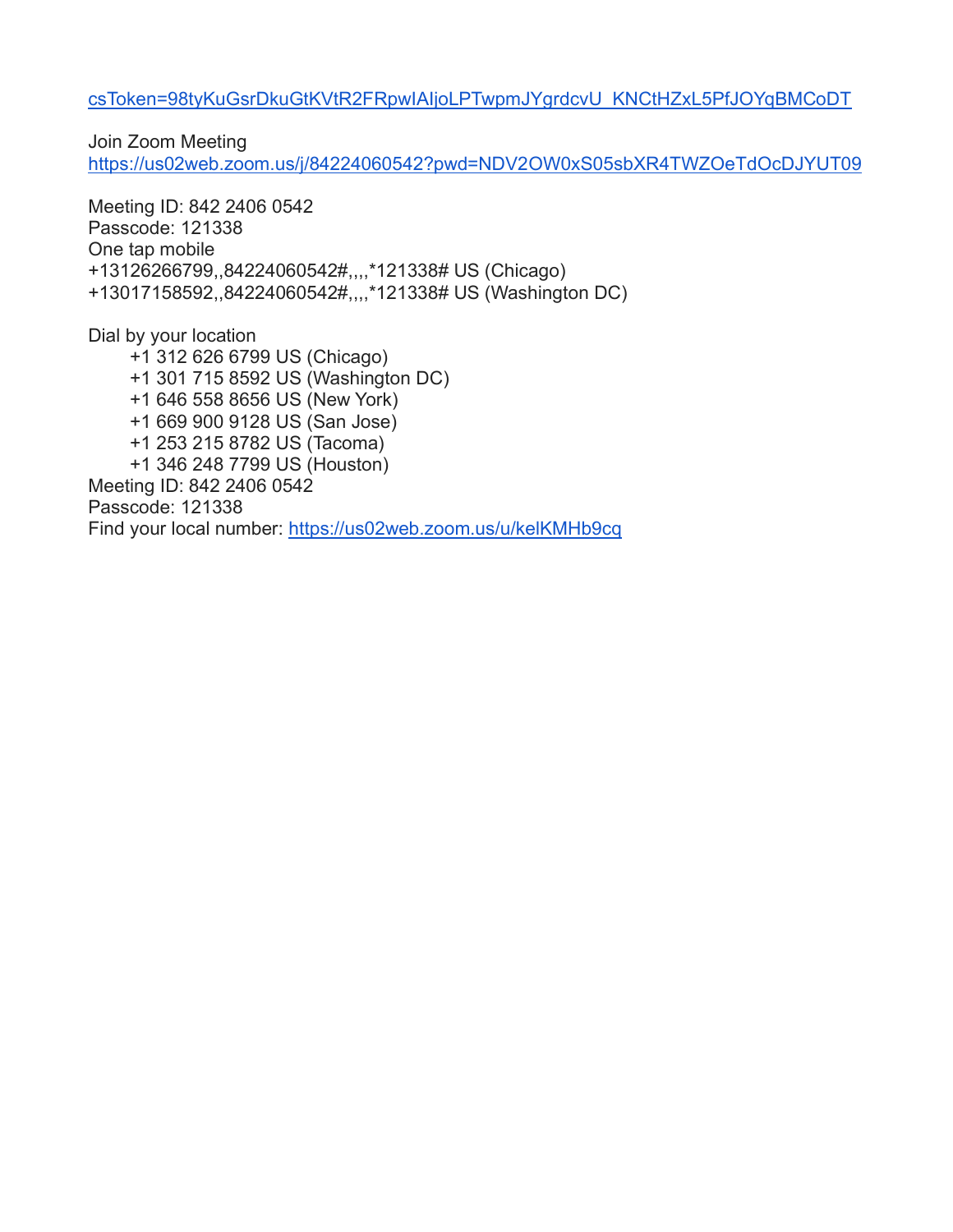csToken=98tyKuGsrDkuGtKVtR2FRpwIAljoLPTwpmJYgrdcvU_KNCtHZxL5PfJOYqBMCoDT

Join Zoom Meeting
https://us02web.zoom.us/j/84224060542?pwd=NDV2OW0xS05sbXR4TWZOeTdOcDJYUT09

Meeting ID: 842 2406 0542
Passcode: 121338
One tap mobile
+13126266799,,84224060542#,,,,*121338# US (Chicago)
+13017158592,,84224060542#,,,,*121338# US (Washington DC)

Dial by your location
+1 312 626 6799 US (Chicago)
+1 301 715 8592 US (Washington DC)
+1 646 558 8656 US (New York)
+1 669 900 9128 US (San Jose)
+1 253 215 8782 US (Tacoma)
+1 346 248 7799 US (Houston)
Meeting ID: 842 2406 0542
Passcode: 121338
Find your local number: https://us02web.zoom.us/u/kelKMHb9cq